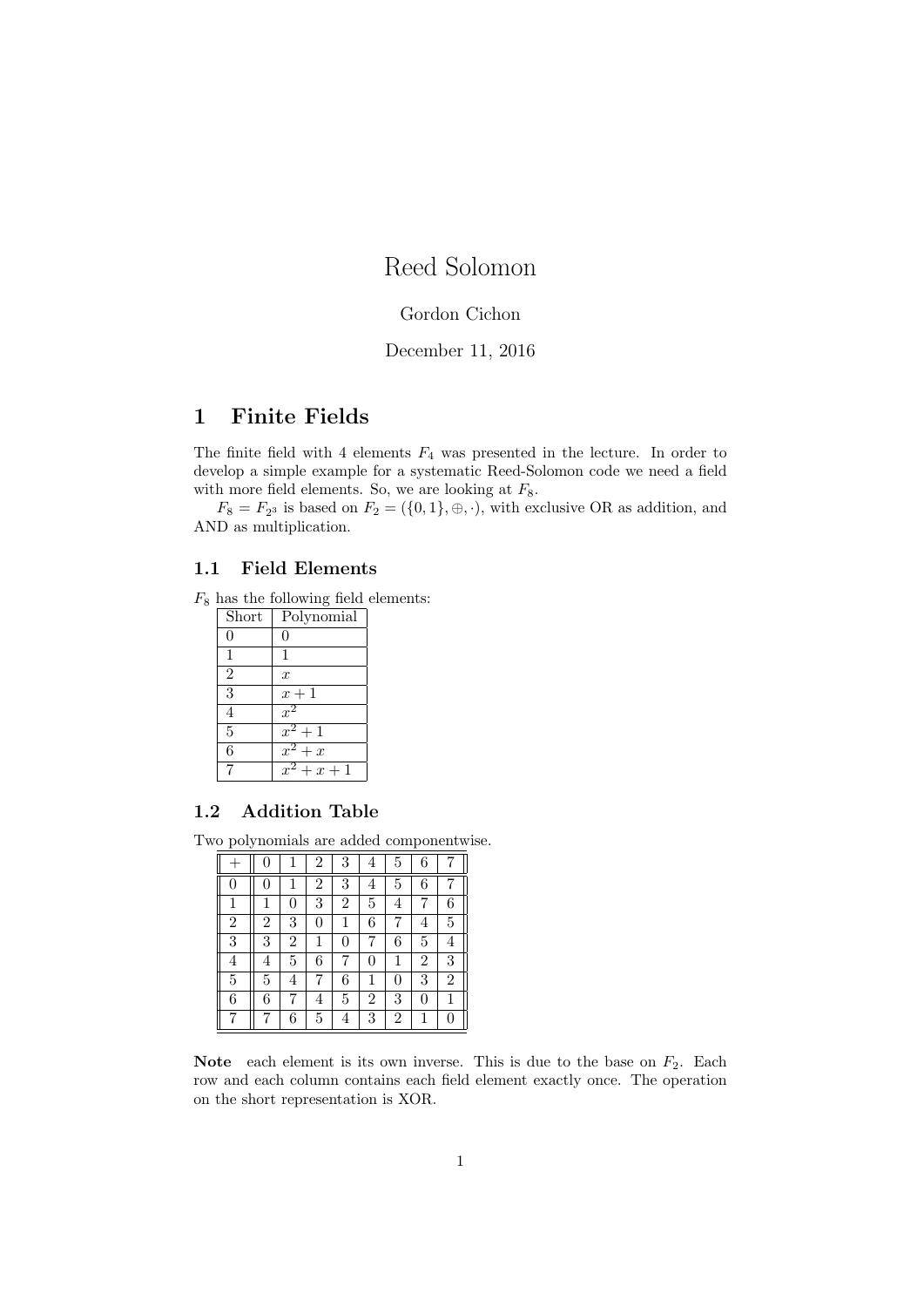# Reed Solomon

Gordon Cichon

December 11, 2016

## 1 Finite Fields

The finite field with 4 elements $F_4$ was presented in the lecture. In order to develop a simple example for a systematic Reed-Solomon code we need a field with more field elements. So, we are looking at $F_8$.

$F_8 = F_{2^3}$ is based on $F_2 = (\{0, 1\}, \oplus, \cdot)$, with exclusive OR as addition, and AND as multiplication.

### 1.1 Field Elements

$F_8$ has the following field elements:

| Short | Polynomial |
|---|---|
| 0 | $0$ |
| 1 | $1$ |
| 2 | $x$ |
| 3 | $x + 1$ |
| 4 | $x^2$ |
| 5 | $x^2 + 1$ |
| 6 | $x^2 + x$ |
| 7 | $x^2 + x + 1$ |

### 1.2 Addition Table

Two polynomials are added componentwise.

| + | 0 | 1 | 2 | 3 | 4 | 5 | 6 | 7 |
|---|---|---|---|---|---|---|---|---|
| 0 | 0 | 1 | 2 | 3 | 4 | 5 | 6 | 7 |
| 1 | 1 | 0 | 3 | 2 | 5 | 4 | 7 | 6 |
| 2 | 2 | 3 | 0 | 1 | 6 | 7 | 4 | 5 |
| 3 | 3 | 2 | 1 | 0 | 7 | 6 | 5 | 4 |
| 4 | 4 | 5 | 6 | 7 | 0 | 1 | 2 | 3 |
| 5 | 5 | 4 | 7 | 6 | 1 | 0 | 3 | 2 |
| 6 | 6 | 7 | 4 | 5 | 2 | 3 | 0 | 1 |
| 7 | 7 | 6 | 5 | 4 | 3 | 2 | 1 | 0 |

**Note** each element is its own inverse. This is due to the base on $F_2$. Each row and each column contains each field element exactly once. The operation on the short representation is XOR.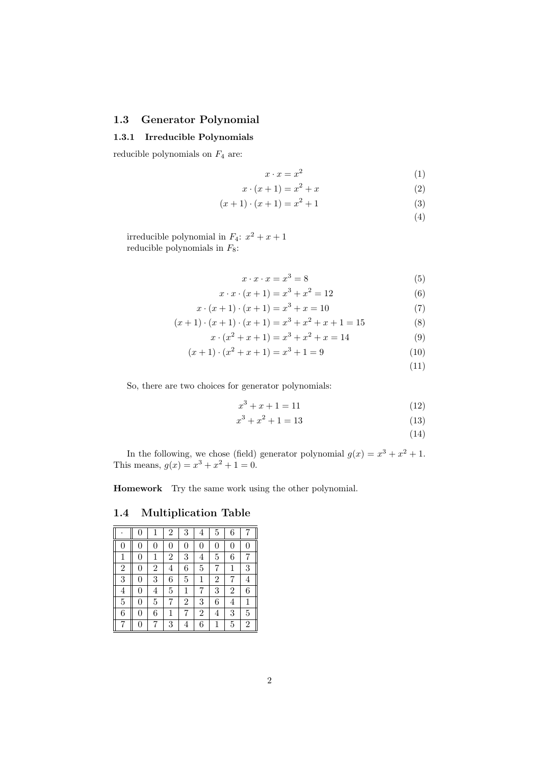## 1.3 Generator Polynomial

### 1.3.1 Irreducible Polynomials

reducible polynomials on $F_4$ are:

$$x \cdot x = x^2 \tag{1}$$

$$x \cdot (x+1) = x^2 + x \tag{2}$$

$$(x+1) \cdot (x+1) = x^2 + 1 \tag{3}$$

$$\tag{4}$$

irreducible polynomial in $F_4$: $x^2 + x + 1$
reducible polynomials in $F_8$:

$$x \cdot x \cdot x = x^3 = 8 \tag{5}$$

$$x \cdot x \cdot (x+1) = x^3 + x^2 = 12 \tag{6}$$

$$x \cdot (x+1) \cdot (x+1) = x^3 + x = 10 \tag{7}$$

$$(x+1) \cdot (x+1) \cdot (x+1) = x^3 + x^2 + x + 1 = 15 \tag{8}$$

$$x \cdot (x^2 + x + 1) = x^3 + x^2 + x = 14 \tag{9}$$

$$(x+1) \cdot (x^2 + x + 1) = x^3 + 1 = 9 \tag{10}$$

$$\tag{11}$$

So, there are two choices for generator polynomials:

$$x^3 + x + 1 = 11 \tag{12}$$

$$x^3 + x^2 + 1 = 13 \tag{13}$$

$$\tag{14}$$

In the following, we chose (field) generator polynomial $g(x) = x^3 + x^2 + 1$. This means, $g(x) = x^3 + x^2 + 1 = 0$.

**Homework** Try the same work using the other polynomial.

## 1.4 Multiplication Table

| $\cdot$ | 0 | 1 | 2 | 3 | 4 | 5 | 6 | 7 |
|---|---|---|---|---|---|---|---|---|
| 0 | 0 | 0 | 0 | 0 | 0 | 0 | 0 | 0 |
| 1 | 0 | 1 | 2 | 3 | 4 | 5 | 6 | 7 |
| 2 | 0 | 2 | 4 | 6 | 5 | 7 | 1 | 3 |
| 3 | 0 | 3 | 6 | 5 | 1 | 2 | 7 | 4 |
| 4 | 0 | 4 | 5 | 1 | 7 | 3 | 2 | 6 |
| 5 | 0 | 5 | 7 | 2 | 3 | 6 | 4 | 1 |
| 6 | 0 | 6 | 1 | 7 | 2 | 4 | 3 | 5 |
| 7 | 0 | 7 | 3 | 4 | 6 | 1 | 5 | 2 |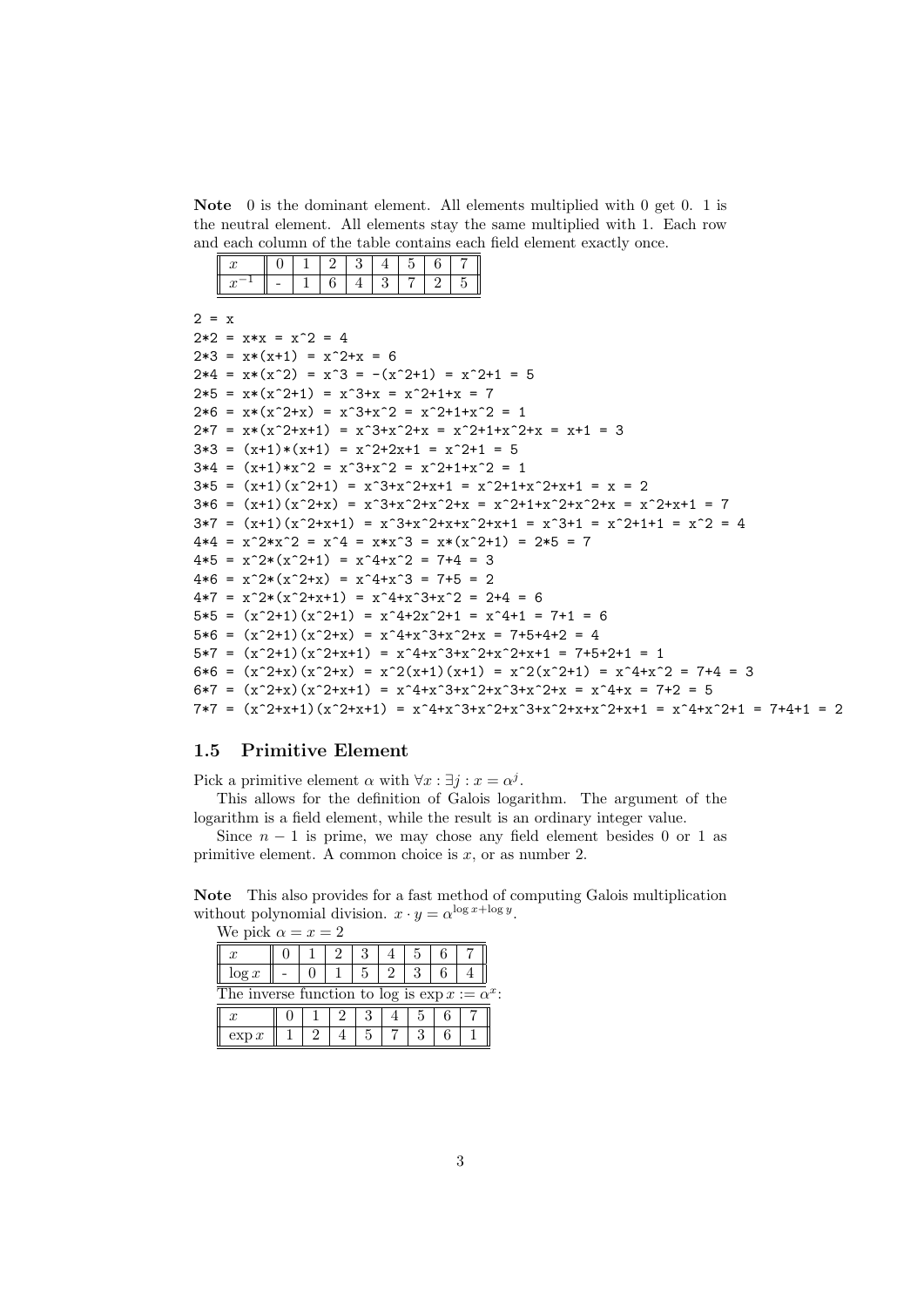**Note** 0 is the dominant element. All elements multiplied with 0 get 0. 1 is the neutral element. All elements stay the same multiplied with 1. Each row and each column of the table contains each field element exactly once.

| $x$ | 0 | 1 | 2 | 3 | 4 | 5 | 6 | 7 |
|---|---|---|---|---|---|---|---|---|
| $x^{-1}$ | - | 1 | 6 | 4 | 3 | 7 | 2 | 5 |

```
2 = x
2*2 = x*x = x^2 = 4
2*3 = x*(x+1) = x^2+x = 6
2*4 = x*(x^2) = x^3 = -(x^2+1) = x^2+1 = 5
2*5 = x*(x^2+1) = x^3+x = x^2+1+x = 7
2*6 = x*(x^2+x) = x^3+x^2 = x^2+1+x^2 = 1
2*7 = x*(x^2+x+1) = x^3+x^2+x = x^2+1+x^2+x = x+1 = 3
3*3 = (x+1)*(x+1) = x^2+2x+1 = x^2+1 = 5
3*4 = (x+1)*x^2 = x^3+x^2 = x^2+1+x^2 = 1
3*5 = (x+1)(x^2+1) = x^3+x^2+x+1 = x^2+1+x^2+x+1 = x = 2
3*6 = (x+1)(x^2+x) = x^3+x^2+x^2+x = x^2+1+x^2+x^2+x = x^2+x+1 = 7
3*7 = (x+1)(x^2+x+1) = x^3+x^2+x+x^2+x+1 = x^3+1 = x^2+1+1 = x^2 = 4
4*4 = x^2*x^2 = x^4 = x*x^3 = x*(x^2+1) = 2*5 = 7
4*5 = x^2*(x^2+1) = x^4+x^2 = 7+4 = 3
4*6 = x^2*(x^2+x) = x^4+x^3 = 7+5 = 2
4*7 = x^2*(x^2+x+1) = x^4+x^3+x^2 = 2+4 = 6
5*5 = (x^2+1)(x^2+1) = x^4+2x^2+1 = x^4+1 = 7+1 = 6
5*6 = (x^2+1)(x^2+x) = x^4+x^3+x^2+x = 7+5+4+2 = 4
5*7 = (x^2+1)(x^2+x+1) = x^4+x^3+x^2+x^2+x+1 = 7+5+2+1 = 1
6*6 = (x^2+x)(x^2+x) = x^2(x+1)(x+1) = x^2(x^2+1) = x^4+x^2 = 7+4 = 3
6*7 = (x^2+x)(x^2+x+1) = x^4+x^3+x^2+x^3+x^2+x = x^4+x = 7+2 = 5
7*7 = (x^2+x+1)(x^2+x+1) = x^4+x^3+x^2+x^3+x^2+x+x^2+x+1 = x^4+x^2+1 = 7+4+1 = 2
```

## 1.5 Primitive Element

Pick a primitive element $\alpha$ with $\forall x : \exists j : x = \alpha^j$.

This allows for the definition of Galois logarithm. The argument of the logarithm is a field element, while the result is an ordinary integer value.

Since $n - 1$ is prime, we may chose any field element besides 0 or 1 as primitive element. A common choice is $x$, or as number 2.

**Note** This also provides for a fast method of computing Galois multiplication without polynomial division. $x \cdot y = \alpha^{\log x + \log y}$.

We pick $\alpha = x = 2$

| $x$ | 0 | 1 | 2 | 3 | 4 | 5 | 6 | 7 |
|---|---|---|---|---|---|---|---|---|
| $\log x$ | - | 0 | 1 | 5 | 2 | 3 | 6 | 4 |

The inverse function to log is $\exp x := \alpha^x$:

| $x$ | 0 | 1 | 2 | 3 | 4 | 5 | 6 | 7 |
|---|---|---|---|---|---|---|---|---|
| $\exp x$ | 1 | 2 | 4 | 5 | 7 | 3 | 6 | 1 |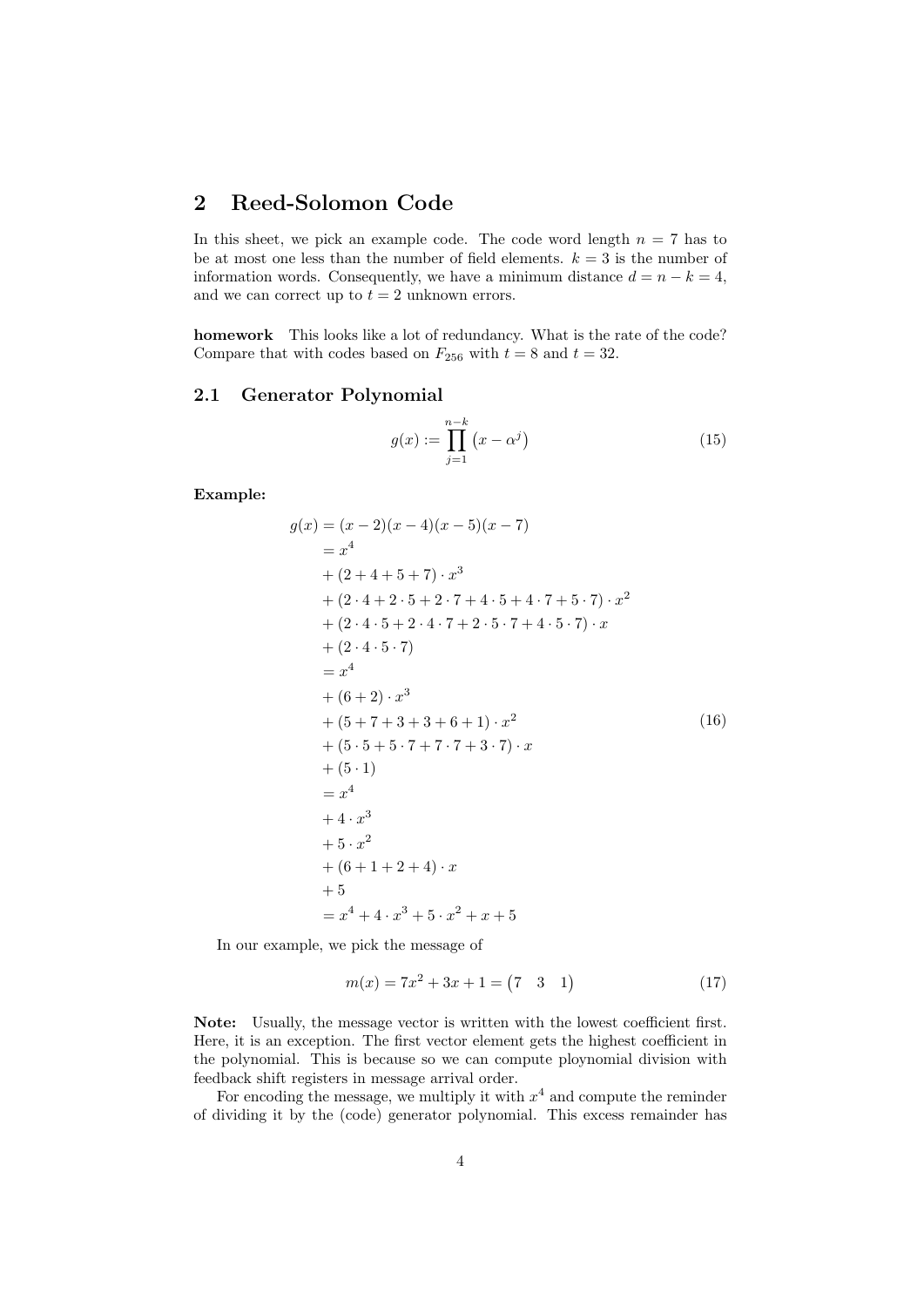## 2 Reed-Solomon Code

In this sheet, we pick an example code. The code word length $n = 7$ has to be at most one less than the number of field elements. $k = 3$ is the number of information words. Consequently, we have a minimum distance $d = n - k = 4$, and we can correct up to $t = 2$ unknown errors.

**homework** This looks like a lot of redundancy. What is the rate of the code? Compare that with codes based on $F_{256}$ with $t = 8$ and $t = 32$.

### 2.1 Generator Polynomial

$$g(x) := \prod_{j=1}^{n-k} \left(x - \alpha^j\right) \tag{15}$$

**Example:**

$$\begin{aligned}
g(x) &= (x-2)(x-4)(x-5)(x-7) \\
&= x^4 \\
&+ (2+4+5+7) \cdot x^3 \\
&+ (2 \cdot 4 + 2 \cdot 5 + 2 \cdot 7 + 4 \cdot 5 + 4 \cdot 7 + 5 \cdot 7) \cdot x^2 \\
&+ (2 \cdot 4 \cdot 5 + 2 \cdot 4 \cdot 7 + 2 \cdot 5 \cdot 7 + 4 \cdot 5 \cdot 7) \cdot x \\
&+ (2 \cdot 4 \cdot 5 \cdot 7) \\
&= x^4 \\
&+ (6+2) \cdot x^3 \\
&+ (5+7+3+3+6+1) \cdot x^2 \\
&+ (5 \cdot 5 + 5 \cdot 7 + 7 \cdot 7 + 3 \cdot 7) \cdot x \\
&+ (5 \cdot 1) \\
&= x^4 \\
&+ 4 \cdot x^3 \\
&+ 5 \cdot x^2 \\
&+ (6+1+2+4) \cdot x \\
&+ 5 \\
&= x^4 + 4 \cdot x^3 + 5 \cdot x^2 + x + 5
\end{aligned} \tag{16}$$

In our example, we pick the message of

$$m(x) = 7x^2 + 3x + 1 = \begin{pmatrix} 7 & 3 & 1 \end{pmatrix} \tag{17}$$

**Note:** Usually, the message vector is written with the lowest coefficient first. Here, it is an exception. The first vector element gets the highest coefficient in the polynomial. This is because so we can compute ploynomial division with feedback shift registers in message arrival order.

For encoding the message, we multiply it with $x^4$ and compute the reminder of dividing it by the (code) generator polynomial. This excess remainder has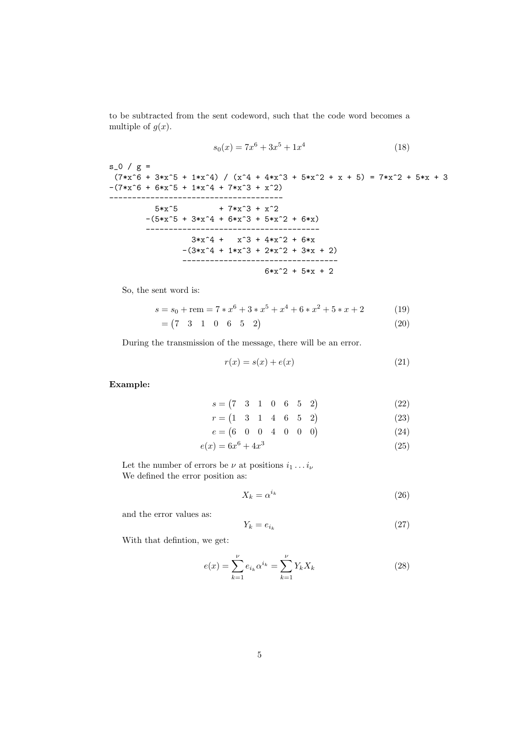to be subtracted from the sent codeword, such that the code word becomes a multiple of $g(x)$.

$$s_0(x) = 7x^6 + 3x^5 + 1x^4 \tag{18}$$

```
s_0 / g =
 (7*x^6 + 3*x^5 + 1*x^4) / (x^4 + 4*x^3 + 5*x^2 + x + 5) = 7*x^2 + 5*x + 3
-(7*x^6 + 6*x^5 + 1*x^4 + 7*x^3 + x^2)
-------------------------------------
          5*x^5         + 7*x^3 + x^2
        -(5*x^5 + 3*x^4 + 6*x^3 + 5*x^2 + 6*x)
        -------------------------------------
                 3*x^4 +   x^3 + 4*x^2 + 6*x
               -(3*x^4 + 1*x^3 + 2*x^2 + 3*x + 2)
               ---------------------------------
                               6*x^2 + 5*x + 2
```

So, the sent word is:

$$s = s_0 + \text{rem} = 7 * x^6 + 3 * x^5 + x^4 + 6 * x^2 + 5 * x + 2 \tag{19}$$

$$= \begin{pmatrix} 7 & 3 & 1 & 0 & 6 & 5 & 2 \end{pmatrix} \tag{20}$$

During the transmission of the message, there will be an error.

$$r(x) = s(x) + e(x) \tag{21}$$

**Example:**

$$s = \begin{pmatrix} 7 & 3 & 1 & 0 & 6 & 5 & 2 \end{pmatrix} \tag{22}$$

$$r = \begin{pmatrix} 1 & 3 & 1 & 4 & 6 & 5 & 2 \end{pmatrix} \tag{23}$$

$$e = \begin{pmatrix} 6 & 0 & 0 & 4 & 0 & 0 & 0 \end{pmatrix} \tag{24}$$

$$e(x) = 6x^6 + 4x^3 \tag{25}$$

Let the number of errors be $\nu$ at positions $i_1 \dots i_\nu$
We defined the error position as:

$$X_k = \alpha^{i_k} \tag{26}$$

and the error values as:

$$Y_k = e_{i_k} \tag{27}$$

With that defintion, we get:

$$e(x) = \sum_{k=1}^{\nu} e_{i_k} \alpha^{i_k} = \sum_{k=1}^{\nu} Y_k X_k \tag{28}$$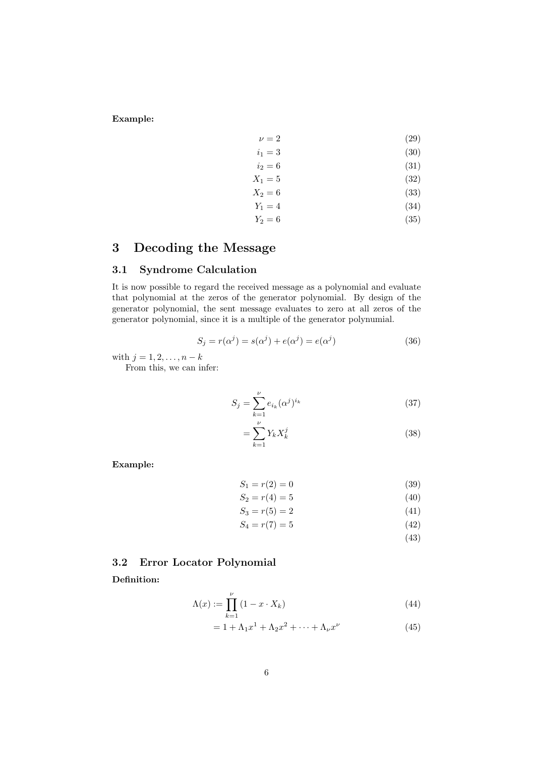**Example:**

$$\nu = 2 \tag{29}$$

$$i_1 = 3 \tag{30}$$

$$i_2 = 6 \tag{31}$$

$$X_1 = 5 \tag{32}$$

$$X_2 = 6 \tag{33}$$

$$Y_1 = 4 \tag{34}$$

$$Y_2 = 6 \tag{35}$$

# 3 Decoding the Message

## 3.1 Syndrome Calculation

It is now possible to regard the received message as a polynomial and evaluate that polynomial at the zeros of the generator polynomial. By design of the generator polynomial, the sent message evaluates to zero at all zeros of the generator polynomial, since it is a multiple of the generator polynumial.

$$S_j = r(\alpha^j) = s(\alpha^j) + e(\alpha^j) = e(\alpha^j) \tag{36}$$

with $j = 1, 2, \ldots, n-k$

From this, we can infer:

$$S_j = \sum_{k=1}^{\nu} e_{i_k} (\alpha^j)^{i_k} \tag{37}$$

$$= \sum_{k=1}^{\nu} Y_k X_k^j \tag{38}$$

**Example:**

$$S_1 = r(2) = 0 \tag{39}$$

$$S_2 = r(4) = 5 \tag{40}$$

$$S_3 = r(5) = 2 \tag{41}$$

$$S_4 = r(7) = 5 \tag{42}$$

$$\tag{43}$$

## 3.2 Error Locator Polynomial

**Definition:**

$$\Lambda(x) := \prod_{k=1}^{\nu} (1 - x \cdot X_k) \tag{44}$$

$$= 1 + \Lambda_1 x^1 + \Lambda_2 x^2 + \cdots + \Lambda_\nu x^\nu \tag{45}$$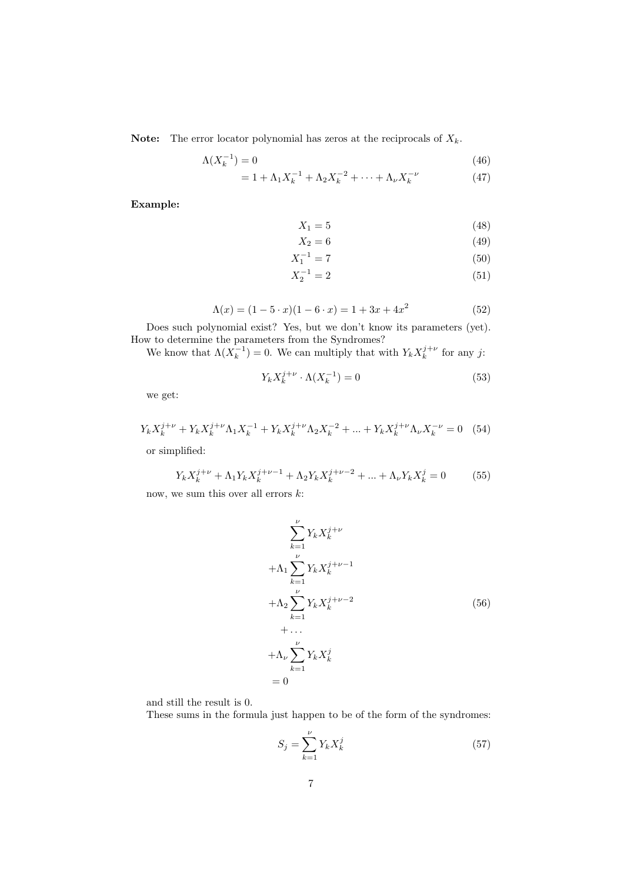**Note:** The error locator polynomial has zeros at the reciprocals of $X_k$.

$$\Lambda(X_k^{-1}) = 0 \tag{46}$$

$$= 1 + \Lambda_1 X_k^{-1} + \Lambda_2 X_k^{-2} + \cdots + \Lambda_\nu X_k^{-\nu} \tag{47}$$

**Example:**

$$X_1 = 5 \tag{48}$$

$$X_2 = 6 \tag{49}$$

$$X_1^{-1} = 7 \tag{50}$$

$$X_2^{-1} = 2 \tag{51}$$

$$\Lambda(x) = (1 - 5 \cdot x)(1 - 6 \cdot x) = 1 + 3x + 4x^2 \tag{52}$$

Does such polynomial exist? Yes, but we don't know its parameters (yet). How to determine the parameters from the Syndromes?

We know that $\Lambda(X_k^{-1}) = 0$. We can multiply that with $Y_k X_k^{j+\nu}$ for any $j$:

$$Y_k X_k^{j+\nu} \cdot \Lambda(X_k^{-1}) = 0 \tag{53}$$

we get:

$$Y_k X_k^{j+\nu} + Y_k X_k^{j+\nu} \Lambda_1 X_k^{-1} + Y_k X_k^{j+\nu} \Lambda_2 X_k^{-2} + ... + Y_k X_k^{j+\nu} \Lambda_\nu X_k^{-\nu} = 0 \tag{54}$$

or simplified:

$$Y_k X_k^{j+\nu} + \Lambda_1 Y_k X_k^{j+\nu-1} + \Lambda_2 Y_k X_k^{j+\nu-2} + ... + \Lambda_\nu Y_k X_k^{j} = 0 \tag{55}$$

now, we sum this over all errors $k$:

$$\begin{aligned} &\sum_{k=1}^{\nu} Y_k X_k^{j+\nu} \\ &+\Lambda_1 \sum_{k=1}^{\nu} Y_k X_k^{j+\nu-1} \\ &+\Lambda_2 \sum_{k=1}^{\nu} Y_k X_k^{j+\nu-2} \\ &+ \ldots \\ &+\Lambda_\nu \sum_{k=1}^{\nu} Y_k X_k^{j} \\ &= 0 \end{aligned} \tag{56}$$

and still the result is 0.

These sums in the formula just happen to be of the form of the syndromes:

$$S_j = \sum_{k=1}^{\nu} Y_k X_k^j \tag{57}$$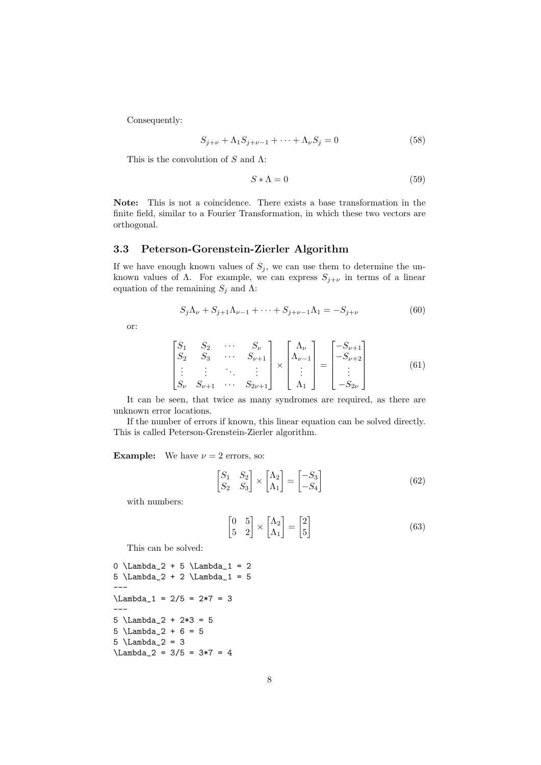Consequently:

$$S_{j+\nu} + \Lambda_1 S_{j+\nu-1} + \cdots + \Lambda_\nu S_j = 0 \tag{58}$$

This is the convolution of $S$ and $\Lambda$:

$$S * \Lambda = 0 \tag{59}$$

**Note:** This is not a coincidence. There exists a base transformation in the finite field, similar to a Fourier Transformation, in which these two vectors are orthogonal.

### 3.3 Peterson-Gorenstein-Zierler Algorithm

If we have enough known values of $S_j$, we can use them to determine the unknown values of $\Lambda$. For example, we can express $S_{j+\nu}$ in terms of a linear equation of the remaining $S_j$ and $\Lambda$:

$$S_j \Lambda_\nu + S_{j+1} \Lambda_{\nu-1} + \cdots + S_{j+\nu-1} \Lambda_1 = -S_{j+\nu} \tag{60}$$

or:

$$\begin{bmatrix} S_1 & S_2 & \cdots & S_\nu \\ S_2 & S_3 & \cdots & S_{\nu+1} \\ \vdots & \vdots & \ddots & \vdots \\ S_\nu & S_{\nu+1} & \cdots & S_{2\nu+1} \end{bmatrix} \times \begin{bmatrix} \Lambda_\nu \\ \Lambda_{\nu-1} \\ \vdots \\ \Lambda_1 \end{bmatrix} = \begin{bmatrix} -S_{\nu+1} \\ -S_{\nu+2} \\ \vdots \\ -S_{2\nu} \end{bmatrix} \tag{61}$$

It can be seen, that twice as many syndromes are required, as there are unknown error locations.

If the number of errors if known, this linear equation can be solved directly. This is called Peterson-Grenstein-Zierler algorithm.

**Example:** We have $\nu = 2$ errors, so:

$$\begin{bmatrix} S_1 & S_2 \\ S_2 & S_3 \end{bmatrix} \times \begin{bmatrix} \Lambda_2 \\ \Lambda_1 \end{bmatrix} = \begin{bmatrix} -S_3 \\ -S_4 \end{bmatrix} \tag{62}$$

with numbers:

$$\begin{bmatrix} 0 & 5 \\ 5 & 2 \end{bmatrix} \times \begin{bmatrix} \Lambda_2 \\ \Lambda_1 \end{bmatrix} = \begin{bmatrix} 2 \\ 5 \end{bmatrix} \tag{63}$$

This can be solved:

```
0 \Lambda_2 + 5 \Lambda_1 = 2
5 \Lambda_2 + 2 \Lambda_1 = 5
---
\Lambda_1 = 2/5 = 2*7 = 3
---
5 \Lambda_2 + 2*3 = 5
5 \Lambda_2 + 6 = 5
5 \Lambda_2 = 3
\Lambda_2 = 3/5 = 3*7 = 4
```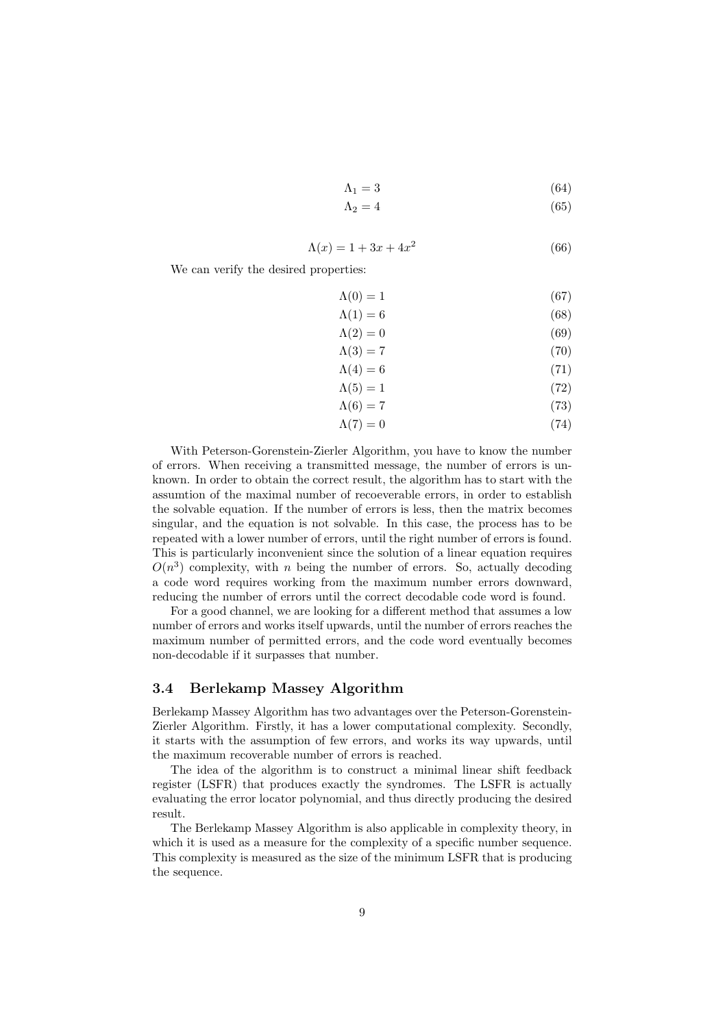$$\Lambda_1 = 3 \tag{64}$$

$$\Lambda_2 = 4 \tag{65}$$

$$\Lambda(x) = 1 + 3x + 4x^2 \tag{66}$$

We can verify the desired properties:

$$\Lambda(0) = 1 \tag{67}$$

$$\Lambda(1) = 6 \tag{68}$$

$$\Lambda(2) = 0 \tag{69}$$

$$\Lambda(3) = 7 \tag{70}$$

$$\Lambda(4) = 6 \tag{71}$$

$$\Lambda(5) = 1 \tag{72}$$

$$\Lambda(6) = 7 \tag{73}$$

$$\Lambda(7) = 0 \tag{74}$$

With Peterson-Gorenstein-Zierler Algorithm, you have to know the number of errors. When receiving a transmitted message, the number of errors is unknown. In order to obtain the correct result, the algorithm has to start with the assumtion of the maximal number of recoeverable errors, in order to establish the solvable equation. If the number of errors is less, then the matrix becomes singular, and the equation is not solvable. In this case, the process has to be repeated with a lower number of errors, until the right number of errors is found. This is particularly inconvenient since the solution of a linear equation requires $O(n^3)$ complexity, with $n$ being the number of errors. So, actually decoding a code word requires working from the maximum number errors downward, reducing the number of errors until the correct decodable code word is found.

For a good channel, we are looking for a different method that assumes a low number of errors and works itself upwards, until the number of errors reaches the maximum number of permitted errors, and the code word eventually becomes non-decodable if it surpasses that number.

### 3.4 Berlekamp Massey Algorithm

Berlekamp Massey Algorithm has two advantages over the Peterson-Gorenstein-Zierler Algorithm. Firstly, it has a lower computational complexity. Secondly, it starts with the assumption of few errors, and works its way upwards, until the maximum recoverable number of errors is reached.

The idea of the algorithm is to construct a minimal linear shift feedback register (LSFR) that produces exactly the syndromes. The LSFR is actually evaluating the error locator polynomial, and thus directly producing the desired result.

The Berlekamp Massey Algorithm is also applicable in complexity theory, in which it is used as a measure for the complexity of a specific number sequence. This complexity is measured as the size of the minimum LSFR that is producing the sequence.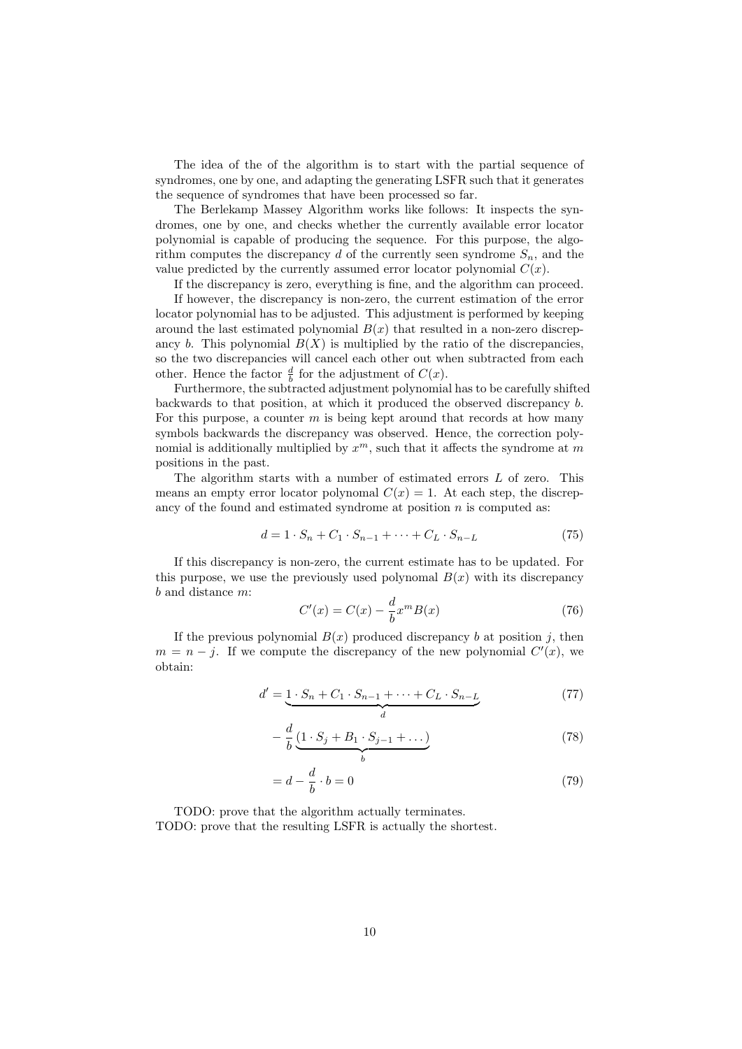The idea of the of the algorithm is to start with the partial sequence of syndromes, one by one, and adapting the generating LSFR such that it generates the sequence of syndromes that have been processed so far.

The Berlekamp Massey Algorithm works like follows: It inspects the syndromes, one by one, and checks whether the currently available error locator polynomial is capable of producing the sequence. For this purpose, the algorithm computes the discrepancy $d$ of the currently seen syndrome $S_n$, and the value predicted by the currently assumed error locator polynomial $C(x)$.

If the discrepancy is zero, everything is fine, and the algorithm can proceed.

If however, the discrepancy is non-zero, the current estimation of the error locator polynomial has to be adjusted. This adjustment is performed by keeping around the last estimated polynomial $B(x)$ that resulted in a non-zero discrepancy $b$. This polynomial $B(X)$ is multiplied by the ratio of the discrepancies, so the two discrepancies will cancel each other out when subtracted from each other. Hence the factor $\frac{d}{b}$ for the adjustment of $C(x)$.

Furthermore, the subtracted adjustment polynomial has to be carefully shifted backwards to that position, at which it produced the observed discrepancy $b$. For this purpose, a counter $m$ is being kept around that records at how many symbols backwards the discrepancy was observed. Hence, the correction polynomial is additionally multiplied by $x^m$, such that it affects the syndrome at $m$ positions in the past.

The algorithm starts with a number of estimated errors $L$ of zero. This means an empty error locator polynomal $C(x) = 1$. At each step, the discrepancy of the found and estimated syndrome at position $n$ is computed as:

$$d = 1 \cdot S_n + C_1 \cdot S_{n-1} + \cdots + C_L \cdot S_{n-L} \tag{75}$$

If this discrepancy is non-zero, the current estimate has to be updated. For this purpose, we use the previously used polynomal $B(x)$ with its discrepancy $b$ and distance $m$:

$$C'(x) = C(x) - \frac{d}{b} x^m B(x) \tag{76}$$

If the previous polynomial $B(x)$ produced discrepancy $b$ at position $j$, then $m = n - j$. If we compute the discrepancy of the new polynomial $C'(x)$, we obtain:

$$d' = \underbrace{1 \cdot S_n + C_1 \cdot S_{n-1} + \cdots + C_L \cdot S_{n-L}}_{d} \tag{77}$$

$$- \frac{d}{b} \underbrace{(1 \cdot S_j + B_1 \cdot S_{j-1} + \dots)}_{b} \tag{78}$$

$$= d - \frac{d}{b} \cdot b = 0 \tag{79}$$

TODO: prove that the algorithm actually terminates.
TODO: prove that the resulting LSFR is actually the shortest.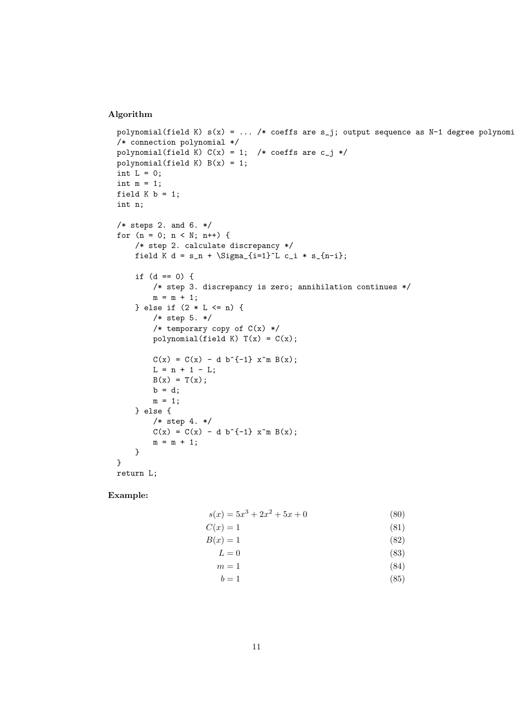**Algorithm**

```
polynomial(field K) s(x) = ... /* coeffs are s_j; output sequence as N-1 degree polynomi
/* connection polynomial */
polynomial(field K) C(x) = 1;  /* coeffs are c_j */
polynomial(field K) B(x) = 1;
int L = 0;
int m = 1;
field K b = 1;
int n;

/* steps 2. and 6. */
for (n = 0; n < N; n++) {
    /* step 2. calculate discrepancy */
    field K d = s_n + \Sigma_{i=1}^L c_i * s_{n-i};

    if (d == 0) {
        /* step 3. discrepancy is zero; annihilation continues */
        m = m + 1;
    } else if (2 * L <= n) {
        /* step 5. */
        /* temporary copy of C(x) */
        polynomial(field K) T(x) = C(x);

        C(x) = C(x) - d b^{-1} x^m B(x);
        L = n + 1 - L;
        B(x) = T(x);
        b = d;
        m = 1;
    } else {
        /* step 4. */
        C(x) = C(x) - d b^{-1} x^m B(x);
        m = m + 1;
    }
}
return L;
```

**Example:**

$$s(x) = 5x^3 + 2x^2 + 5x + 0 \tag{80}$$

$$C(x) = 1 \tag{81}$$

$$B(x) = 1 \tag{82}$$

$$L = 0 \tag{83}$$

$$m = 1 \tag{84}$$

$$b = 1 \tag{85}$$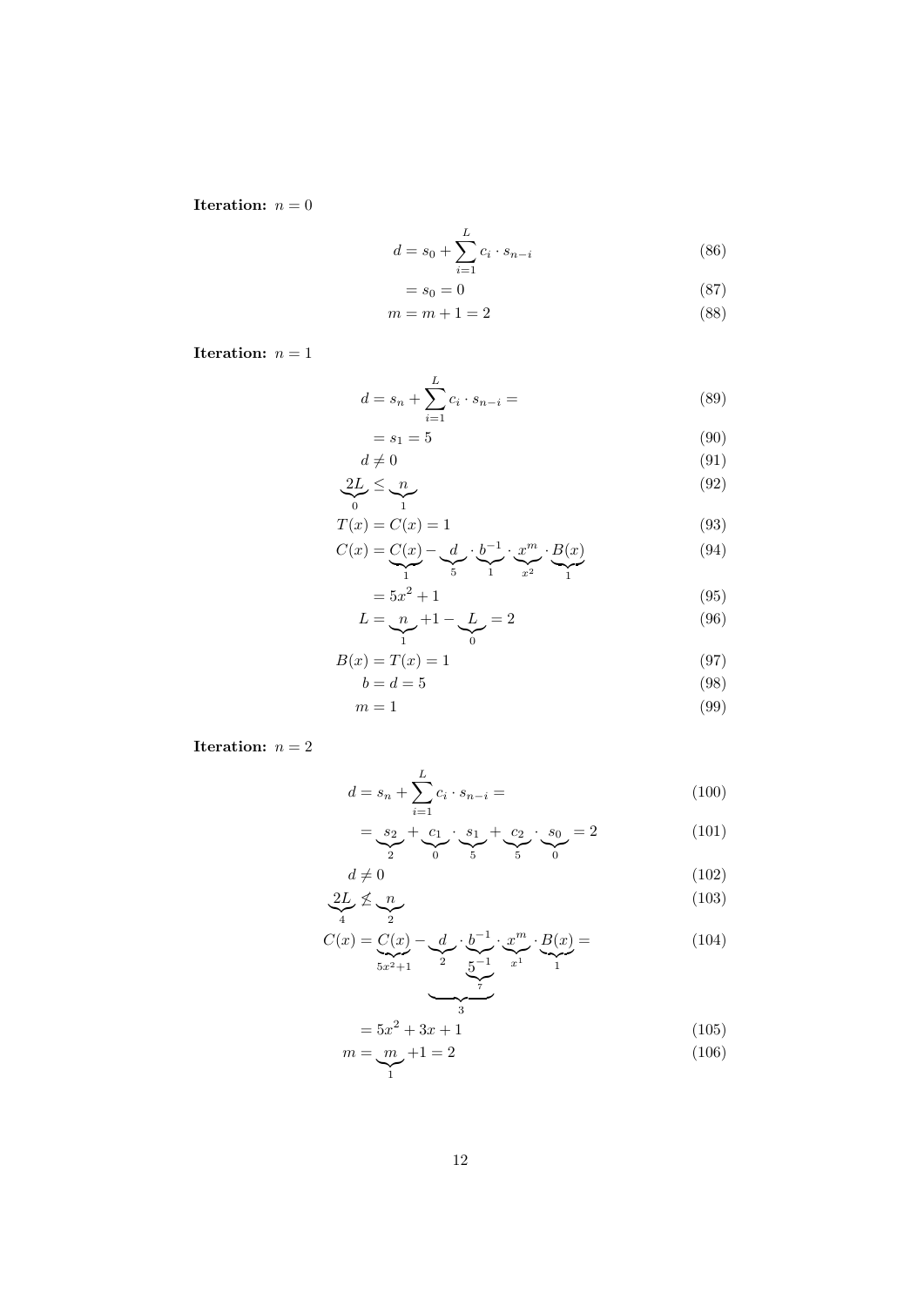**Iteration:** $n = 0$

$$d = s_0 + \sum_{i=1}^{L} c_i \cdot s_{n-i} \tag{86}$$

$$= s_0 = 0 \tag{87}$$

$$m = m + 1 = 2 \tag{88}$$

**Iteration:** $n = 1$

$$d = s_n + \sum_{i=1}^{L} c_i \cdot s_{n-i} = \tag{89}$$

$$= s_1 = 5 \tag{90}$$

$$d \neq 0 \tag{91}$$

$$\underbrace{2L}_{0} \leq \underbrace{n}_{1} \tag{92}$$

$$T(x) = C(x) = 1 \tag{93}$$

$$C(x) = \underbrace{C(x)}_{1} - \underbrace{d}_{5} \cdot \underbrace{b^{-1}}_{1} \cdot \underbrace{x^m}_{x^2} \cdot \underbrace{B(x)}_{1} \tag{94}$$

$$= 5x^2 + 1 \tag{95}$$

$$L = \underbrace{n}_{1} + 1 - \underbrace{L}_{0} = 2 \tag{96}$$

$$B(x) = T(x) = 1 \tag{97}$$

$$b = d = 5 \tag{98}$$

$$m = 1 \tag{99}$$

**Iteration:** $n = 2$

$$d = s_n + \sum_{i=1}^{L} c_i \cdot s_{n-i} = \tag{100}$$

$$= \underbrace{s_2}_{2} + \underbrace{c_1}_{0} \cdot \underbrace{s_1}_{5} + \underbrace{c_2}_{5} \cdot \underbrace{s_0}_{0} = 2 \tag{101}$$

$$d \neq 0 \tag{102}$$

$$\underbrace{2L}_{4} \not\leq \underbrace{n}_{2} \tag{103}$$

$$C(x) = \underbrace{C(x)}_{5x^2+1} - \underbrace{\underbrace{d}_{2} \cdot \underbrace{b^{-1}}_{\underbrace{5^{-1}}_{7}}}_{3} \cdot \underbrace{x^m}_{x^1} \cdot \underbrace{B(x)}_{1} = \tag{104}$$

$$= 5x^2 + 3x + 1 \tag{105}$$

$$m = \underbrace{m}_{1} + 1 = 2 \tag{106}$$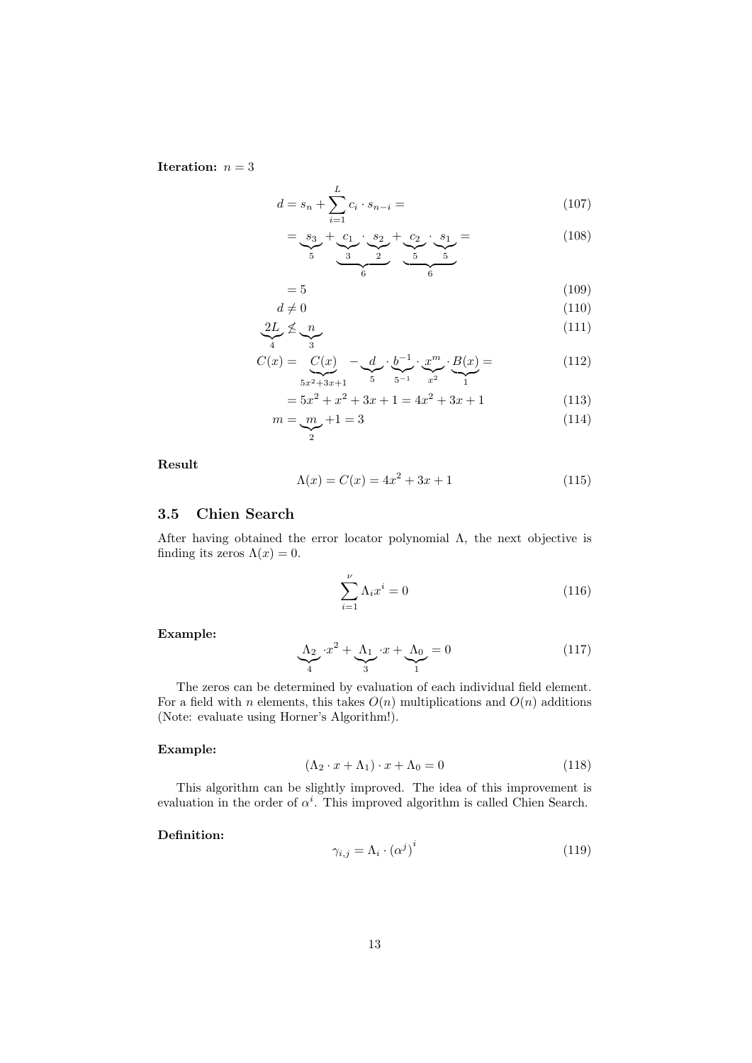**Iteration:** $n = 3$

$$d = s_n + \sum_{i=1}^{L} c_i \cdot s_{n-i} = \tag{107}$$

$$= \underbrace{s_3}_{5} + \underbrace{\underbrace{c_1}_{3} \cdot \underbrace{s_2}_{2}}_{6} + \underbrace{\underbrace{c_2}_{5} \cdot \underbrace{s_1}_{5}}_{6} = \tag{108}$$

$$= 5 \tag{109}$$

$$d \neq 0 \tag{110}$$

$$\underbrace{2L}_{4} \not\leq \underbrace{n}_{3} \tag{111}$$

$$C(x) = \underbrace{C(x)}_{5x^2+3x+1} - \underbrace{d}_{5} \cdot \underbrace{b^{-1}}_{5^{-1}} \cdot \underbrace{x^m}_{x^2} \cdot \underbrace{B(x)}_{1} = \tag{112}$$

$$= 5x^2 + x^2 + 3x + 1 = 4x^2 + 3x + 1 \tag{113}$$

$$m = \underbrace{m}_{2} + 1 = 3 \tag{114}$$

**Result**

$$\Lambda(x) = C(x) = 4x^2 + 3x + 1 \tag{115}$$

### 3.5 Chien Search

After having obtained the error locator polynomial $\Lambda$, the next objective is finding its zeros $\Lambda(x) = 0$.

$$\sum_{i=1}^{\nu} \Lambda_i x^i = 0 \tag{116}$$

**Example:**

$$\underbrace{\Lambda_2}_{4} \cdot x^2 + \underbrace{\Lambda_1}_{3} \cdot x + \underbrace{\Lambda_0}_{1} = 0 \tag{117}$$

The zeros can be determined by evaluation of each individual field element. For a field with $n$ elements, this takes $O(n)$ multiplications and $O(n)$ additions (Note: evaluate using Horner's Algorithm!).

**Example:**

$$(\Lambda_2 \cdot x + \Lambda_1) \cdot x + \Lambda_0 = 0 \tag{118}$$

This algorithm can be slightly improved. The idea of this improvement is evaluation in the order of $\alpha^i$. This improved algorithm is called Chien Search.

**Definition:**

$$\gamma_{i,j} = \Lambda_i \cdot \left(\alpha^j\right)^i \tag{119}$$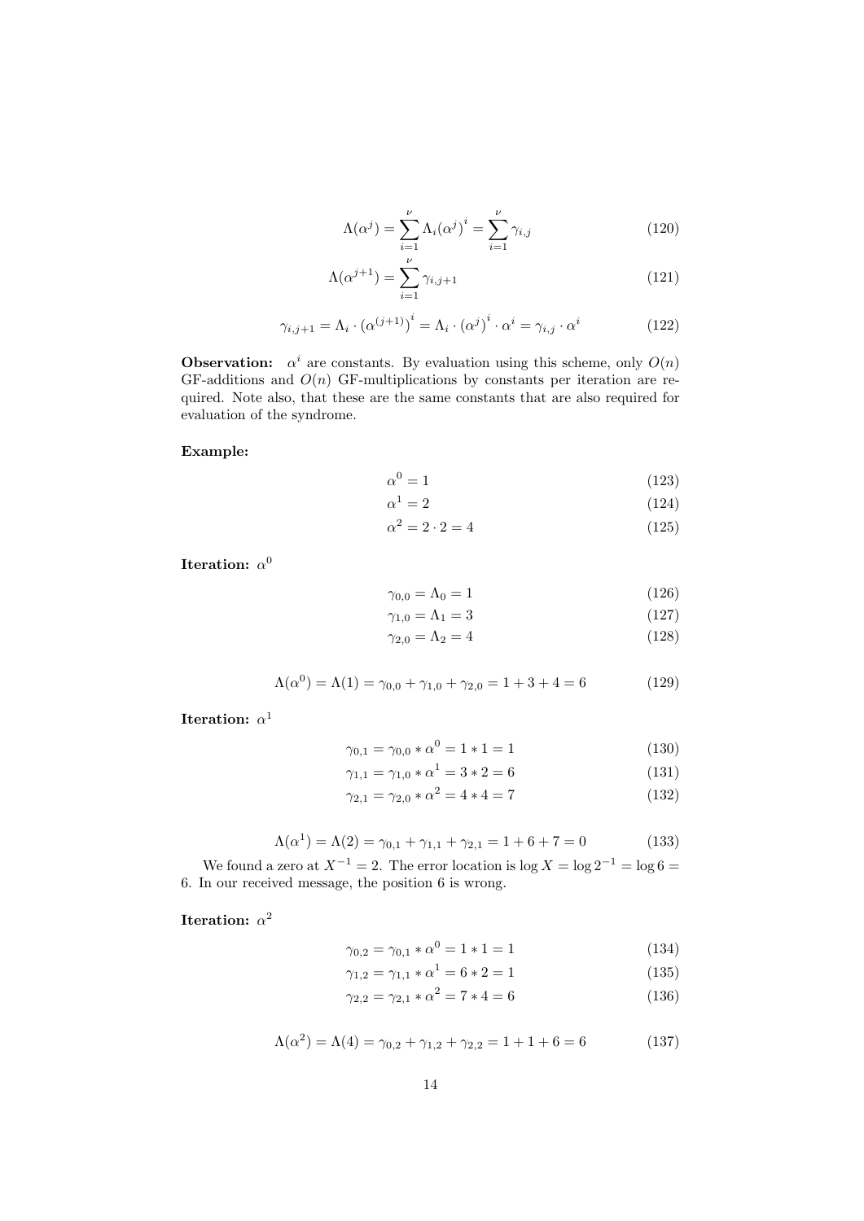$$\Lambda(\alpha^j) = \sum_{i=1}^{\nu} \Lambda_i (\alpha^j)^i = \sum_{i=1}^{\nu} \gamma_{i,j} \tag{120}$$

$$\Lambda(\alpha^{j+1}) = \sum_{i=1}^{\nu} \gamma_{i,j+1} \tag{121}$$

$$\gamma_{i,j+1} = \Lambda_i \cdot (\alpha^{(j+1)})^i = \Lambda_i \cdot (\alpha^j)^i \cdot \alpha^i = \gamma_{i,j} \cdot \alpha^i \tag{122}$$

**Observation:** $\alpha^i$ are constants. By evaluation using this scheme, only $O(n)$ GF-additions and $O(n)$ GF-multiplications by constants per iteration are required. Note also, that these are the same constants that are also required for evaluation of the syndrome.

**Example:**

$$\alpha^0 = 1 \tag{123}$$

$$\alpha^1 = 2 \tag{124}$$

$$\alpha^2 = 2 \cdot 2 = 4 \tag{125}$$

**Iteration:** $\alpha^0$

$$\gamma_{0,0} = \Lambda_0 = 1 \tag{126}$$

$$\gamma_{1,0} = \Lambda_1 = 3 \tag{127}$$

$$\gamma_{2,0} = \Lambda_2 = 4 \tag{128}$$

$$\Lambda(\alpha^0) = \Lambda(1) = \gamma_{0,0} + \gamma_{1,0} + \gamma_{2,0} = 1 + 3 + 4 = 6 \tag{129}$$

**Iteration:** $\alpha^1$

$$\gamma_{0,1} = \gamma_{0,0} * \alpha^0 = 1 * 1 = 1 \tag{130}$$

$$\gamma_{1,1} = \gamma_{1,0} * \alpha^1 = 3 * 2 = 6 \tag{131}$$

$$\gamma_{2,1} = \gamma_{2,0} * \alpha^2 = 4 * 4 = 7 \tag{132}$$

$$\Lambda(\alpha^1) = \Lambda(2) = \gamma_{0,1} + \gamma_{1,1} + \gamma_{2,1} = 1 + 6 + 7 = 0 \tag{133}$$

We found a zero at $X^{-1} = 2$. The error location is $\log X = \log 2^{-1} = \log 6 = 6$. In our received message, the position 6 is wrong.

**Iteration:** $\alpha^2$

$$\gamma_{0,2} = \gamma_{0,1} * \alpha^0 = 1 * 1 = 1 \tag{134}$$

$$\gamma_{1,2} = \gamma_{1,1} * \alpha^1 = 6 * 2 = 1 \tag{135}$$

$$\gamma_{2,2} = \gamma_{2,1} * \alpha^2 = 7 * 4 = 6 \tag{136}$$

$$\Lambda(\alpha^2) = \Lambda(4) = \gamma_{0,2} + \gamma_{1,2} + \gamma_{2,2} = 1 + 1 + 6 = 6 \tag{137}$$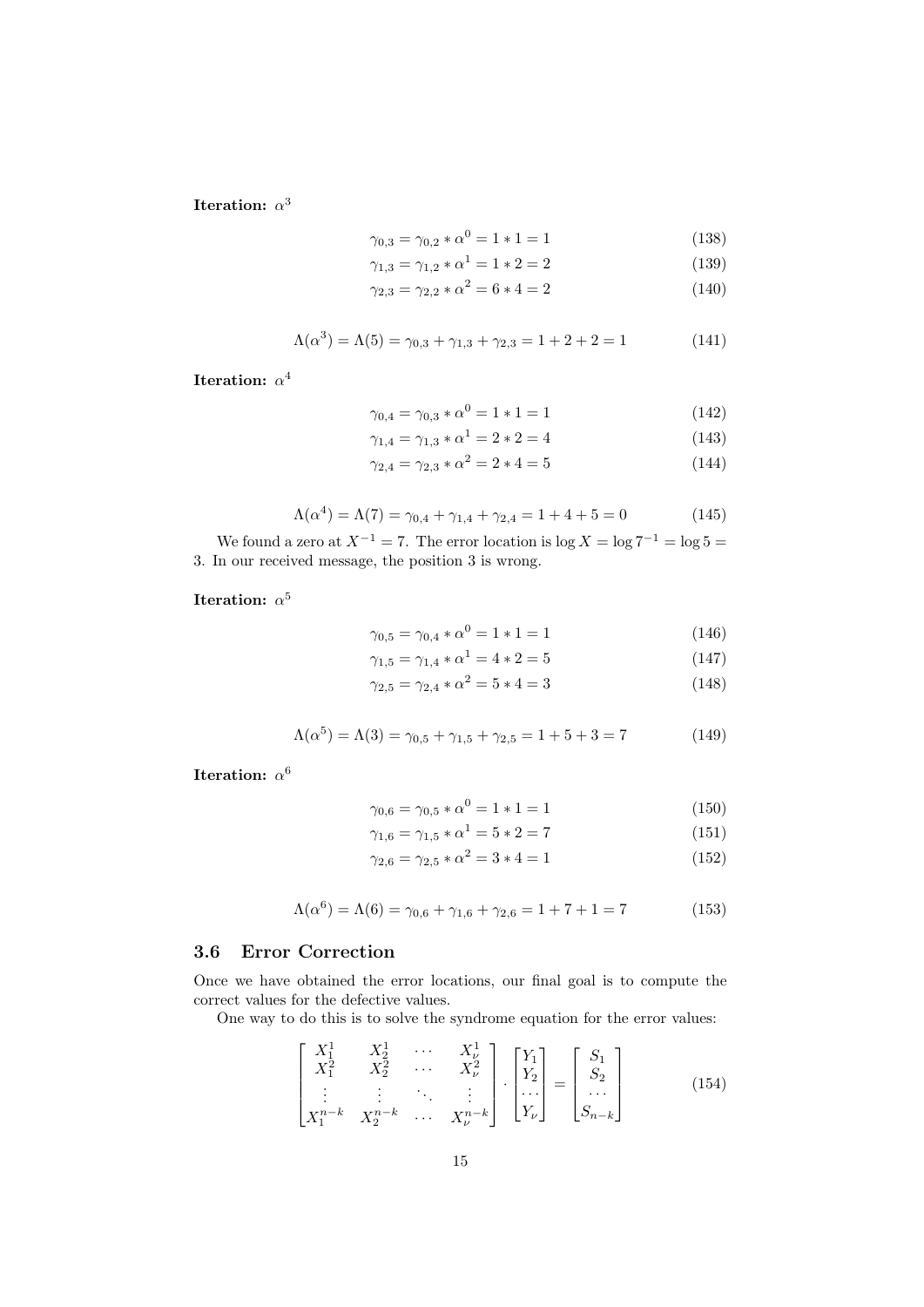**Iteration:** $\alpha^3$

$$\gamma_{0,3} = \gamma_{0,2} * \alpha^0 = 1 * 1 = 1 \tag{138}$$
$$\gamma_{1,3} = \gamma_{1,2} * \alpha^1 = 1 * 2 = 2 \tag{139}$$
$$\gamma_{2,3} = \gamma_{2,2} * \alpha^2 = 6 * 4 = 2 \tag{140}$$

$$\Lambda(\alpha^3) = \Lambda(5) = \gamma_{0,3} + \gamma_{1,3} + \gamma_{2,3} = 1 + 2 + 2 = 1 \tag{141}$$

**Iteration:** $\alpha^4$

$$\gamma_{0,4} = \gamma_{0,3} * \alpha^0 = 1 * 1 = 1 \tag{142}$$
$$\gamma_{1,4} = \gamma_{1,3} * \alpha^1 = 2 * 2 = 4 \tag{143}$$
$$\gamma_{2,4} = \gamma_{2,3} * \alpha^2 = 2 * 4 = 5 \tag{144}$$

$$\Lambda(\alpha^4) = \Lambda(7) = \gamma_{0,4} + \gamma_{1,4} + \gamma_{2,4} = 1 + 4 + 5 = 0 \tag{145}$$

We found a zero at $X^{-1} = 7$. The error location is $\log X = \log 7^{-1} = \log 5 = 3$. In our received message, the position 3 is wrong.

**Iteration:** $\alpha^5$

$$\gamma_{0,5} = \gamma_{0,4} * \alpha^0 = 1 * 1 = 1 \tag{146}$$
$$\gamma_{1,5} = \gamma_{1,4} * \alpha^1 = 4 * 2 = 5 \tag{147}$$
$$\gamma_{2,5} = \gamma_{2,4} * \alpha^2 = 5 * 4 = 3 \tag{148}$$

$$\Lambda(\alpha^5) = \Lambda(3) = \gamma_{0,5} + \gamma_{1,5} + \gamma_{2,5} = 1 + 5 + 3 = 7 \tag{149}$$

**Iteration:** $\alpha^6$

$$\gamma_{0,6} = \gamma_{0,5} * \alpha^0 = 1 * 1 = 1 \tag{150}$$
$$\gamma_{1,6} = \gamma_{1,5} * \alpha^1 = 5 * 2 = 7 \tag{151}$$
$$\gamma_{2,6} = \gamma_{2,5} * \alpha^2 = 3 * 4 = 1 \tag{152}$$

$$\Lambda(\alpha^6) = \Lambda(6) = \gamma_{0,6} + \gamma_{1,6} + \gamma_{2,6} = 1 + 7 + 1 = 7 \tag{153}$$

### 3.6 Error Correction

Once we have obtained the error locations, our final goal is to compute the correct values for the defective values.

One way to do this is to solve the syndrome equation for the error values:

$$\begin{bmatrix} X_1^1 & X_2^1 & \cdots & X_\nu^1 \\ X_1^2 & X_2^2 & \cdots & X_\nu^2 \\ \vdots & \vdots & \ddots & \vdots \\ X_1^{n-k} & X_2^{n-k} & \cdots & X_\nu^{n-k} \end{bmatrix} \cdot \begin{bmatrix} Y_1 \\ Y_2 \\ \cdots \\ Y_\nu \end{bmatrix} = \begin{bmatrix} S_1 \\ S_2 \\ \cdots \\ S_{n-k} \end{bmatrix} \tag{154}$$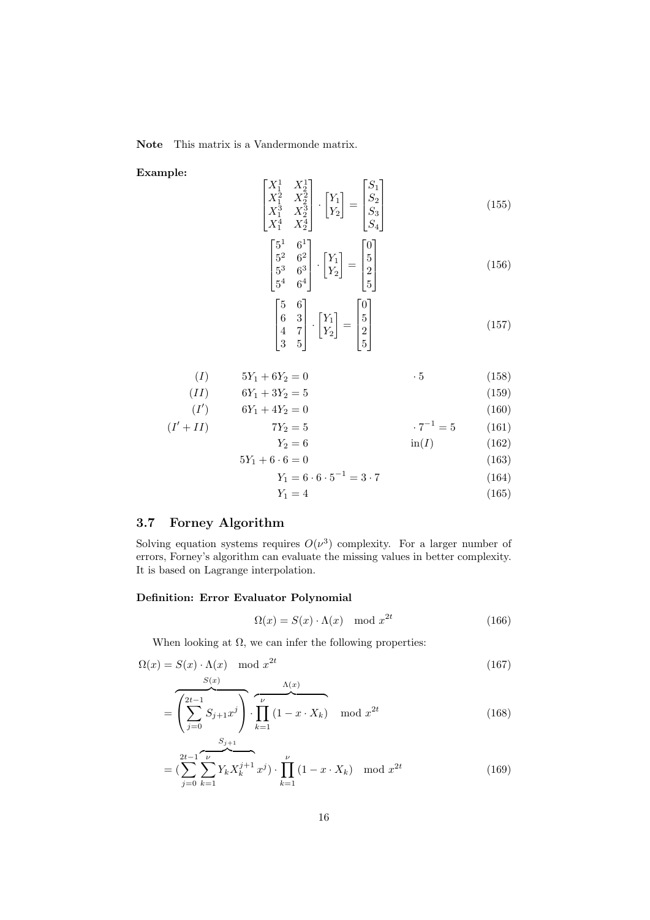**Note** This matrix is a Vandermonde matrix.

**Example:**

$$\begin{bmatrix} X_1^1 & X_2^1 \\ X_1^2 & X_2^2 \\ X_1^3 & X_2^3 \\ X_1^4 & X_2^4 \end{bmatrix} \cdot \begin{bmatrix} Y_1 \\ Y_2 \end{bmatrix} = \begin{bmatrix} S_1 \\ S_2 \\ S_3 \\ S_4 \end{bmatrix} \tag{155}$$

$$\begin{bmatrix} 5^1 & 6^1 \\ 5^2 & 6^2 \\ 5^3 & 6^3 \\ 5^4 & 6^4 \end{bmatrix} \cdot \begin{bmatrix} Y_1 \\ Y_2 \end{bmatrix} = \begin{bmatrix} 0 \\ 5 \\ 2 \\ 5 \end{bmatrix} \tag{156}$$

$$\begin{bmatrix} 5 & 6 \\ 6 & 3 \\ 4 & 7 \\ 3 & 5 \end{bmatrix} \cdot \begin{bmatrix} Y_1 \\ Y_2 \end{bmatrix} = \begin{bmatrix} 0 \\ 5 \\ 2 \\ 5 \end{bmatrix} \tag{157}$$

$$(I) \qquad 5Y_1 + 6Y_2 = 0 \qquad \cdot 5 \tag{158}$$

$$(II) \qquad 6Y_1 + 3Y_2 = 5 \tag{159}$$

$$(I') \qquad 6Y_1 + 4Y_2 = 0 \tag{160}$$

$$(I' + II) \qquad 7Y_2 = 5 \qquad \cdot 7^{-1} = 5 \tag{161}$$

$$Y_2 = 6 \qquad \text{in}(I) \tag{162}$$

$$5Y_1 + 6 \cdot 6 = 0 \tag{163}$$

$$Y_1 = 6 \cdot 6 \cdot 5^{-1} = 3 \cdot 7 \tag{164}$$

$$Y_1 = 4 \tag{165}$$

## 3.7 Forney Algorithm

Solving equation systems requires $O(\nu^3)$ complexity. For a larger number of errors, Forney's algorithm can evaluate the missing values in better complexity. It is based on Lagrange interpolation.

### Definition: Error Evaluator Polynomial

$$\Omega(x) = S(x) \cdot \Lambda(x) \mod x^{2t} \tag{166}$$

When looking at $\Omega$, we can infer the following properties:

$$\Omega(x) = S(x) \cdot \Lambda(x) \mod x^{2t} \tag{167}$$

$$= \overbrace{\left( \sum_{j=0}^{2t-1} S_{j+1} x^j \right)}^{S(x)} \cdot \overbrace{\prod_{k=1}^{\nu} (1 - x \cdot X_k)}^{\Lambda(x)} \mod x^{2t} \tag{168}$$

$$= \Big(\sum_{j=0}^{2t-1} \overbrace{\sum_{k=1}^{\nu} Y_k X_k^{j+1}}^{S_{j+1}} x^j\Big) \cdot \prod_{k=1}^{\nu} (1 - x \cdot X_k) \mod x^{2t} \tag{169}$$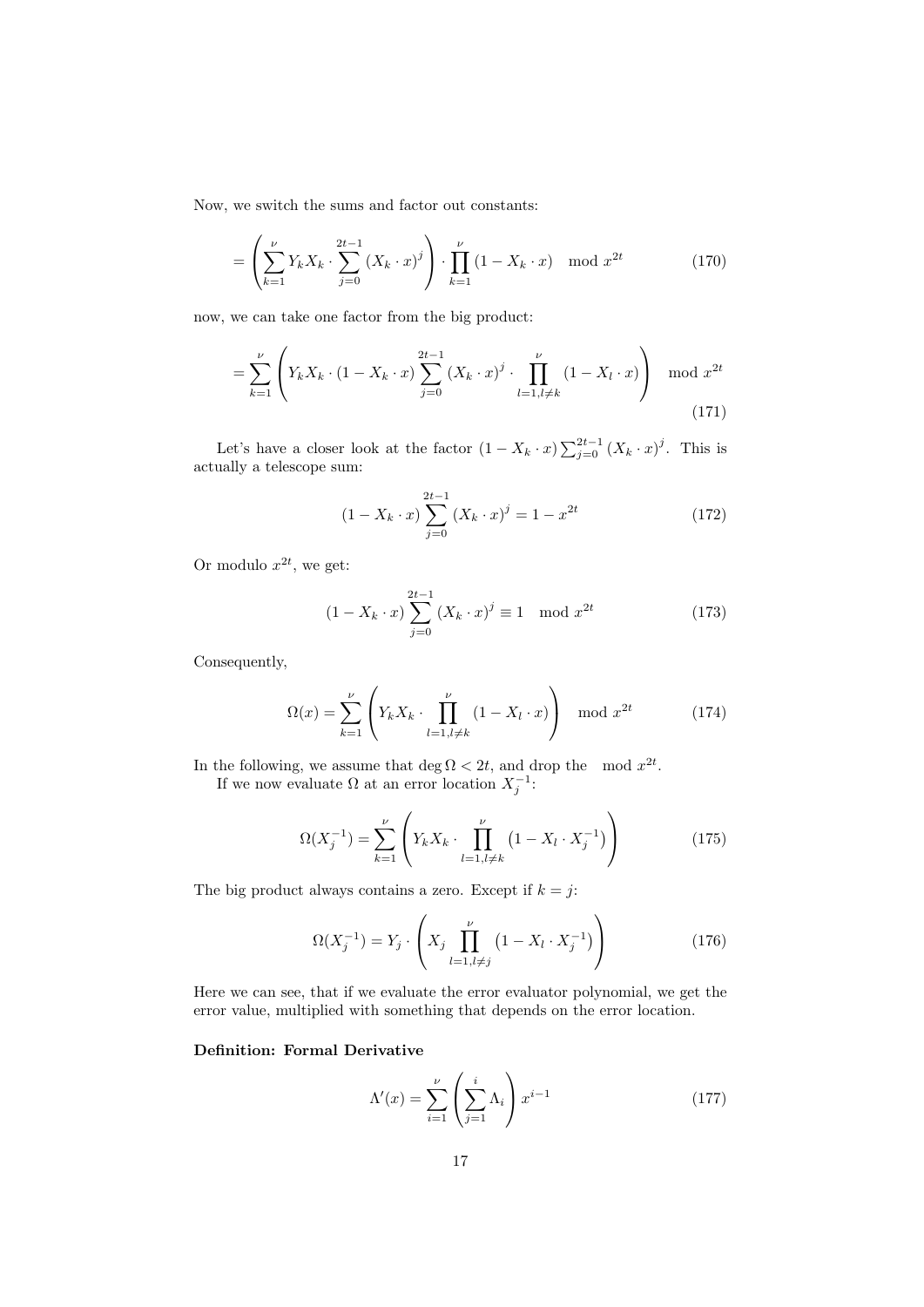Now, we switch the sums and factor out constants:

$$= \left( \sum_{k=1}^{\nu} Y_k X_k \cdot \sum_{j=0}^{2t-1} (X_k \cdot x)^j \right) \cdot \prod_{k=1}^{\nu} (1 - X_k \cdot x) \mod x^{2t} \tag{170}$$

now, we can take one factor from the big product:

$$= \sum_{k=1}^{\nu} \left( Y_k X_k \cdot (1 - X_k \cdot x) \sum_{j=0}^{2t-1} (X_k \cdot x)^j \cdot \prod_{l=1, l \neq k}^{\nu} (1 - X_l \cdot x) \right) \mod x^{2t} \tag{171}$$

Let's have a closer look at the factor $(1 - X_k \cdot x) \sum_{j=0}^{2t-1} (X_k \cdot x)^j$. This is actually a telescope sum:

$$(1 - X_k \cdot x) \sum_{j=0}^{2t-1} (X_k \cdot x)^j = 1 - x^{2t} \tag{172}$$

Or modulo $x^{2t}$, we get:

$$(1 - X_k \cdot x) \sum_{j=0}^{2t-1} (X_k \cdot x)^j \equiv 1 \mod x^{2t} \tag{173}$$

Consequently,

$$\Omega(x) = \sum_{k=1}^{\nu} \left( Y_k X_k \cdot \prod_{l=1, l \neq k}^{\nu} (1 - X_l \cdot x) \right) \mod x^{2t} \tag{174}$$

In the following, we assume that $\deg \Omega < 2t$, and drop the $\mod x^{2t}$.

If we now evaluate $\Omega$ at an error location $X_j^{-1}$:

$$\Omega(X_j^{-1}) = \sum_{k=1}^{\nu} \left( Y_k X_k \cdot \prod_{l=1, l \neq k}^{\nu} \left(1 - X_l \cdot X_j^{-1}\right) \right) \tag{175}$$

The big product always contains a zero. Except if $k = j$:

$$\Omega(X_j^{-1}) = Y_j \cdot \left( X_j \prod_{l=1, l \neq j}^{\nu} \left(1 - X_l \cdot X_j^{-1}\right) \right) \tag{176}$$

Here we can see, that if we evaluate the error evaluator polynomial, we get the error value, multiplied with something that depends on the error location.

**Definition: Formal Derivative**

$$\Lambda'(x) = \sum_{i=1}^{\nu} \left( \sum_{j=1}^{i} \Lambda_i \right) x^{i-1} \tag{177}$$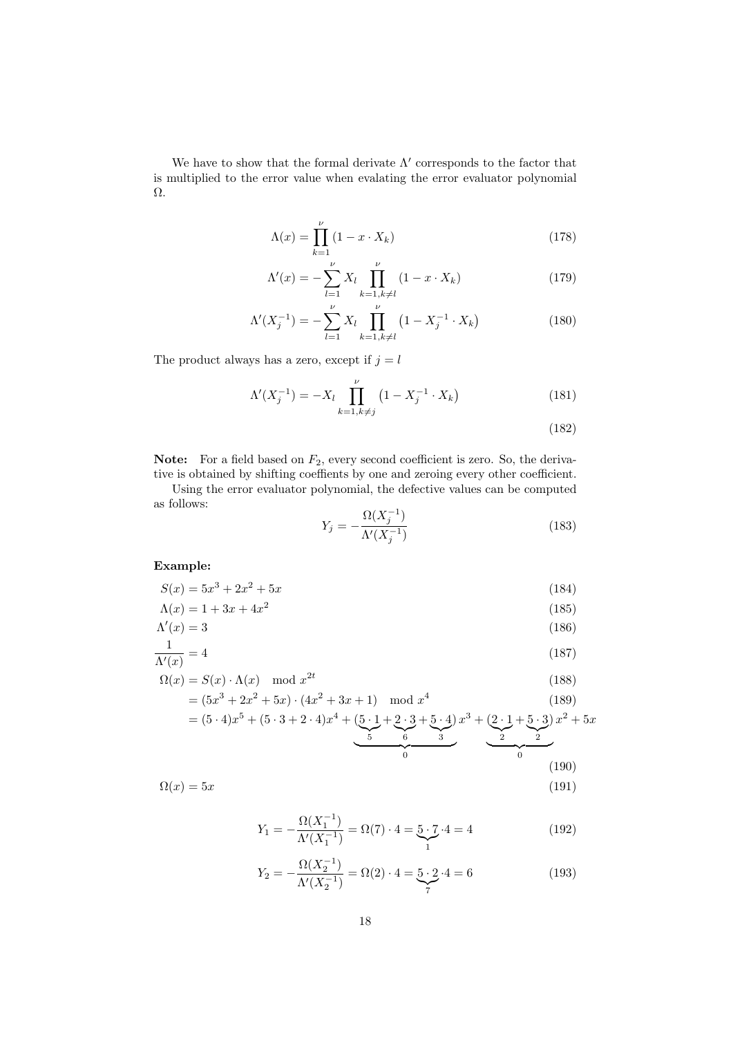We have to show that the formal derivate $\Lambda'$ corresponds to the factor that is multiplied to the error value when evalating the error evaluator polynomial $\Omega$.

$$\Lambda(x) = \prod_{k=1}^{\nu} (1 - x \cdot X_k) \tag{178}$$

$$\Lambda'(x) = -\sum_{l=1}^{\nu} X_l \prod_{k=1, k \neq l}^{\nu} (1 - x \cdot X_k) \tag{179}$$

$$\Lambda'(X_j^{-1}) = -\sum_{l=1}^{\nu} X_l \prod_{k=1, k \neq l}^{\nu} \left(1 - X_j^{-1} \cdot X_k\right) \tag{180}$$

The product always has a zero, except if $j = l$

$$\Lambda'(X_j^{-1}) = -X_l \prod_{k=1, k \neq j}^{\nu} \left(1 - X_j^{-1} \cdot X_k\right) \tag{181}$$

$$\tag{182}$$

**Note:** For a field based on $F_2$, every second coefficient is zero. So, the derivative is obtained by shifting coeffients by one and zeroing every other coefficient.

Using the error evaluator polynomial, the defective values can be computed as follows:

$$Y_j = -\frac{\Omega(X_j^{-1})}{\Lambda'(X_j^{-1})} \tag{183}$$

**Example:**

$$S(x) = 5x^3 + 2x^2 + 5x \tag{184}$$

$$\Lambda(x) = 1 + 3x + 4x^2 \tag{185}$$

$$\Lambda'(x) = 3 \tag{186}$$

$$\frac{1}{\Lambda'(x)} = 4 \tag{187}$$

$$\Omega(x) = S(x) \cdot \Lambda(x) \mod x^{2t} \tag{188}$$

$$= (5x^3 + 2x^2 + 5x) \cdot (4x^2 + 3x + 1) \mod x^4 \tag{189}$$

$$= (5 \cdot 4)x^5 + (5 \cdot 3 + 2 \cdot 4)x^4 + \underbrace{(\underbrace{5 \cdot 1}_{5} + \underbrace{2 \cdot 3}_{6} + \underbrace{5 \cdot 4}_{3})}_{0} x^3 + \underbrace{(\underbrace{2 \cdot 1}_{2} + \underbrace{5 \cdot 3}_{2})}_{0} x^2 + 5x \tag{190}$$

$$\Omega(x) = 5x \tag{191}$$

$$Y_1 = -\frac{\Omega(X_1^{-1})}{\Lambda'(X_1^{-1})} = \Omega(7) \cdot 4 = \underbrace{5 \cdot 7}_{1} \cdot 4 = 4 \tag{192}$$

$$Y_2 = -\frac{\Omega(X_2^{-1})}{\Lambda'(X_2^{-1})} = \Omega(2) \cdot 4 = \underbrace{5 \cdot 2}_{7} \cdot 4 = 6 \tag{193}$$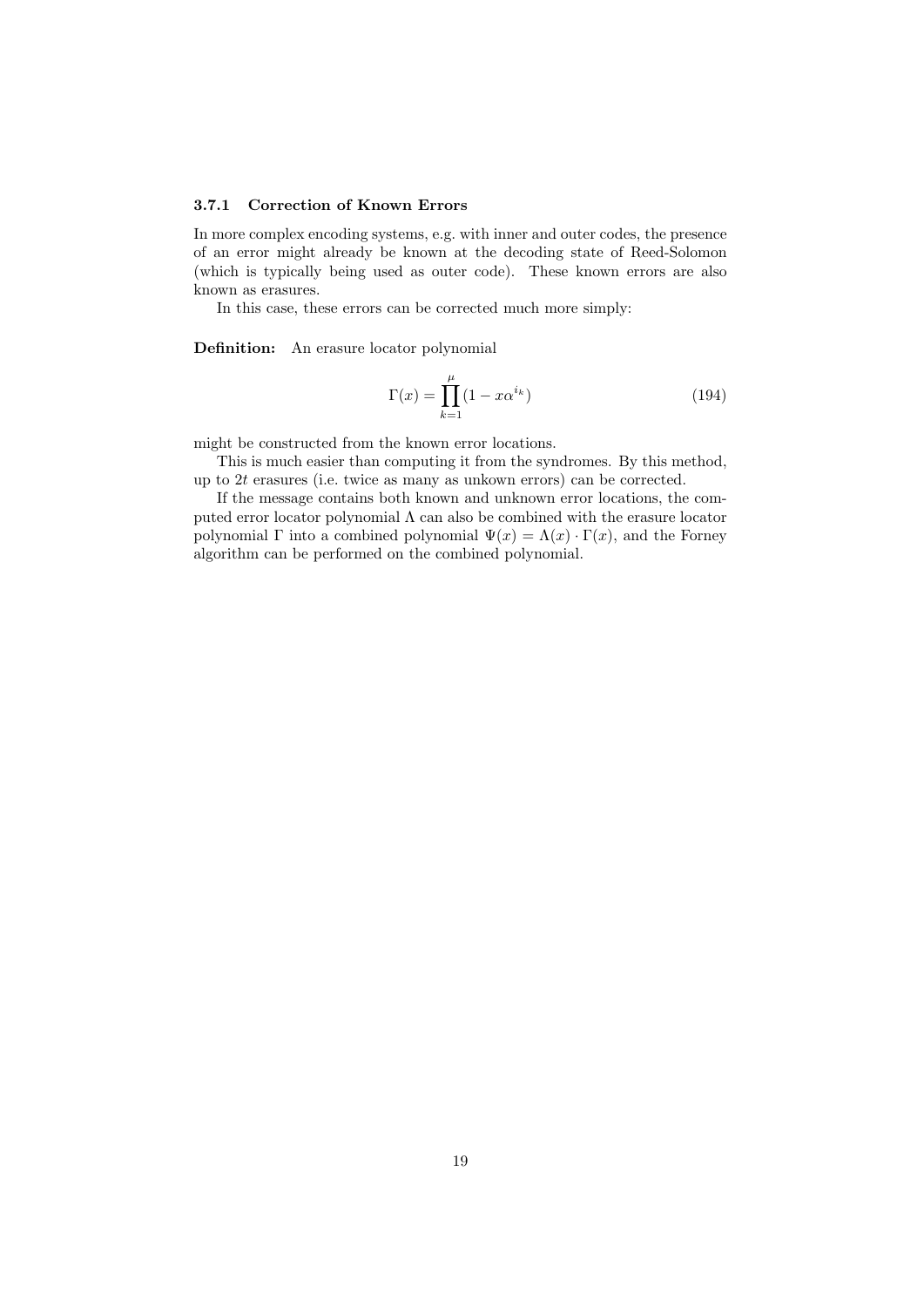### 3.7.1 Correction of Known Errors

In more complex encoding systems, e.g. with inner and outer codes, the presence of an error might already be known at the decoding state of Reed-Solomon (which is typically being used as outer code). These known errors are also known as erasures.

In this case, these errors can be corrected much more simply:

**Definition:** An erasure locator polynomial

$$\Gamma(x) = \prod_{k=1}^{\mu} (1 - x\alpha^{i_k}) \tag{194}$$

might be constructed from the known error locations.

This is much easier than computing it from the syndromes. By this method, up to $2t$ erasures (i.e. twice as many as unkown errors) can be corrected.

If the message contains both known and unknown error locations, the computed error locator polynomial $\Lambda$ can also be combined with the erasure locator polynomial $\Gamma$ into a combined polynomial $\Psi(x) = \Lambda(x) \cdot \Gamma(x)$, and the Forney algorithm can be performed on the combined polynomial.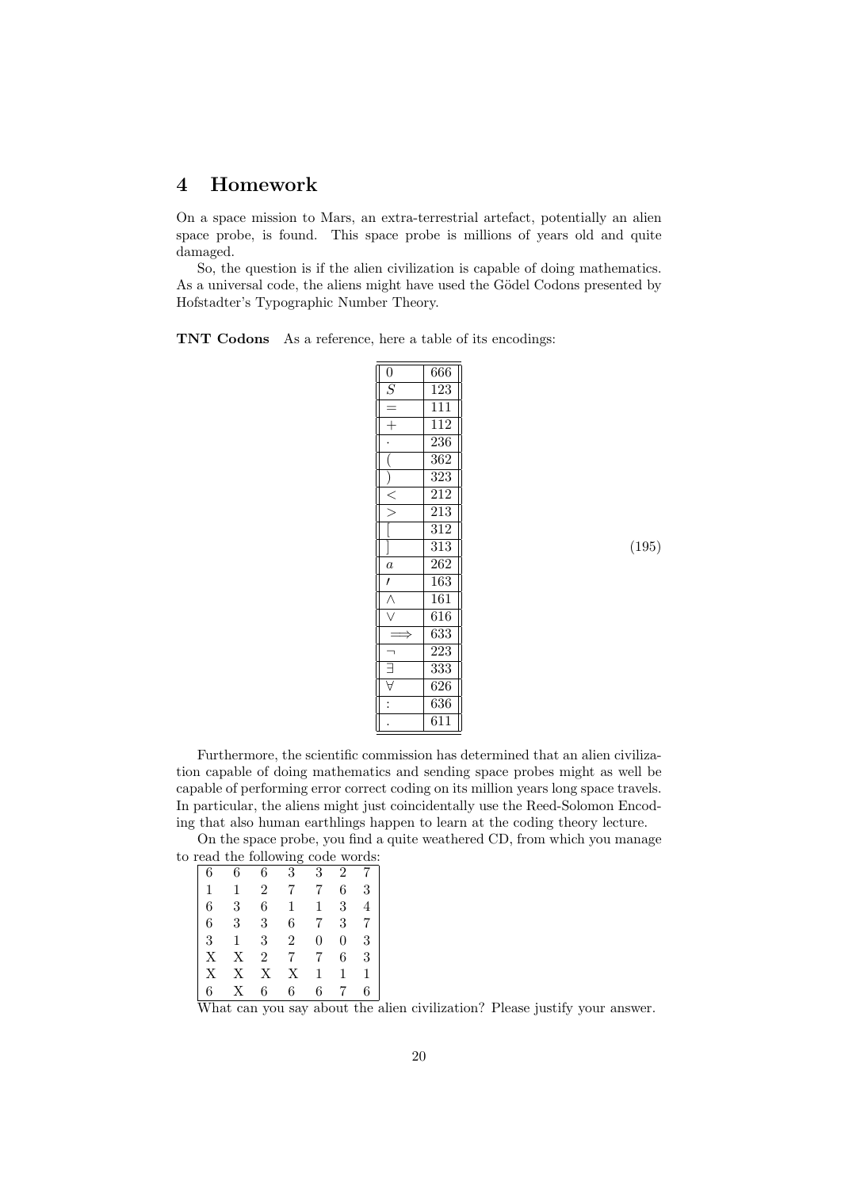## 4 Homework

On a space mission to Mars, an extra-terrestrial artefact, potentially an alien space probe, is found. This space probe is millions of years old and quite damaged.

So, the question is if the alien civilization is capable of doing mathematics. As a universal code, the aliens might have used the Gödel Codons presented by Hofstadter's Typographic Number Theory.

**TNT Codons** As a reference, here a table of its encodings:

| Symbol | Codon |
|---|---|
| $0$ | 666 |
| $S$ | 123 |
| $=$ | 111 |
| $+$ | 112 |
| $\cdot$ | 236 |
| ( | 362 |
| ) | 323 |
| $<$ | 212 |
| $>$ | 213 |
| [ | 312 |
| ] | 313 |
| $a$ | 262 |
| $'$ | 163 |
| $\wedge$ | 161 |
| $\vee$ | 616 |
| $\Longrightarrow$ | 633 |
| $\neg$ | 223 |
| $\exists$ | 333 |
| $\forall$ | 626 |
| : | 636 |
| . | 611 |

(195)

Furthermore, the scientific commission has determined that an alien civilization capable of doing mathematics and sending space probes might as well be capable of performing error correct coding on its million years long space travels. In particular, the aliens might just coincidentally use the Reed-Solomon Encoding that also human earthlings happen to learn at the coding theory lecture.

On the space probe, you find a quite weathered CD, from which you manage to read the following code words:

| | | | | | | |
|---|---|---|---|---|---|---|
| 6 | 6 | 6 | 3 | 3 | 2 | 7 |
| 1 | 1 | 2 | 7 | 7 | 6 | 3 |
| 6 | 3 | 6 | 1 | 1 | 3 | 4 |
| 6 | 3 | 3 | 6 | 7 | 3 | 7 |
| 3 | 1 | 3 | 2 | 0 | 0 | 3 |
| X | X | 2 | 7 | 7 | 6 | 3 |
| X | X | X | X | 1 | 1 | 1 |
| 6 | X | 6 | 6 | 6 | 7 | 6 |

What can you say about the alien civilization? Please justify your answer.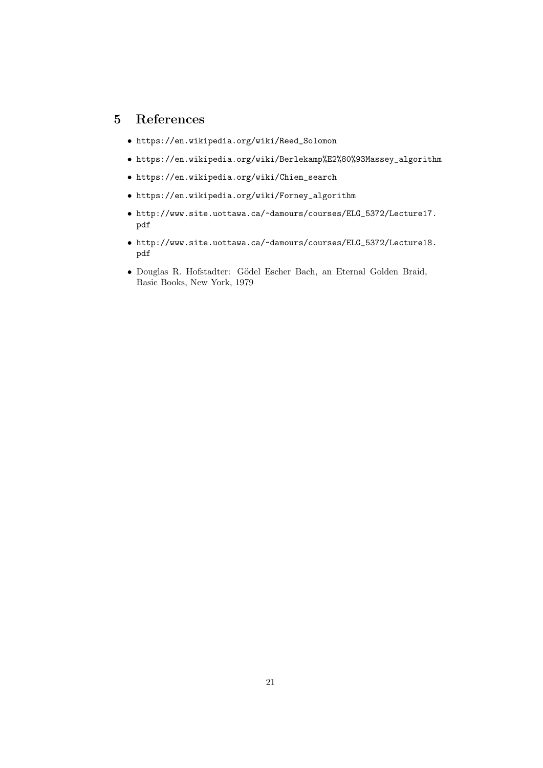## 5 References

- https://en.wikipedia.org/wiki/Reed_Solomon
- https://en.wikipedia.org/wiki/Berlekamp%E2%80%93Massey_algorithm
- https://en.wikipedia.org/wiki/Chien_search
- https://en.wikipedia.org/wiki/Forney_algorithm
- http://www.site.uottawa.ca/~damours/courses/ELG_5372/Lecture17.pdf
- http://www.site.uottawa.ca/~damours/courses/ELG_5372/Lecture18.pdf
- Douglas R. Hofstadter: Gödel Escher Bach, an Eternal Golden Braid, Basic Books, New York, 1979